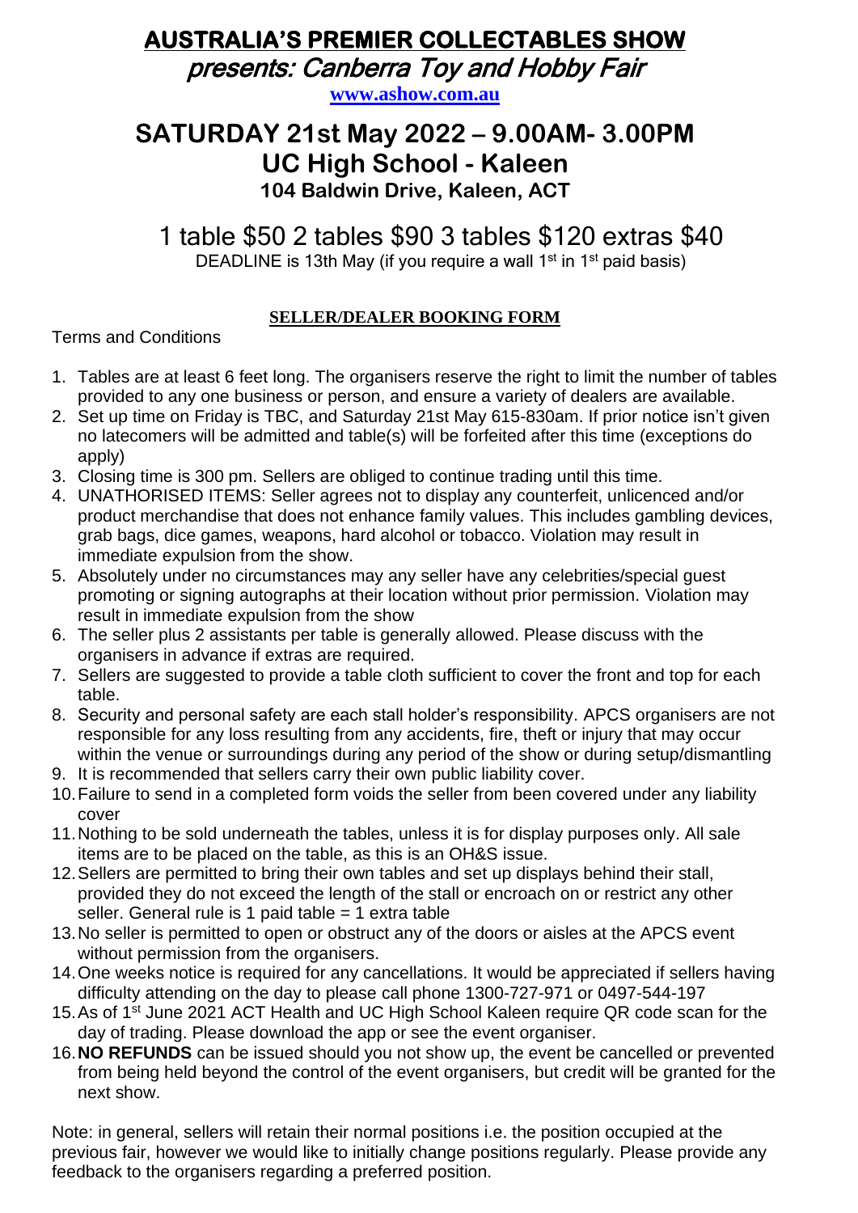# AUSTRALIA'S PREMIER COLLECTABLES SHOW

## *presents: Canberra Toy and Hobby Fair*

**www.ashow.com.au**

# SATURDAY 21st May 2022 – 9.00AM- 3.00PM
# UC High School - Kaleen
### 104 Baldwin Drive, Kaleen, ACT

## 1 table $50 2 tables $90 3 tables $120 extras $40

DEADLINE is 13th May (if you require a wall 1st in 1st paid basis)

**SELLER/DEALER BOOKING FORM**

Terms and Conditions

1. Tables are at least 6 feet long. The organisers reserve the right to limit the number of tables provided to any one business or person, and ensure a variety of dealers are available.
2. Set up time on Friday is TBC, and Saturday 21st May 615-830am. If prior notice isn't given no latecomers will be admitted and table(s) will be forfeited after this time (exceptions do apply)
3. Closing time is 300 pm. Sellers are obliged to continue trading until this time.
4. UNATHORISED ITEMS: Seller agrees not to display any counterfeit, unlicenced and/or product merchandise that does not enhance family values. This includes gambling devices, grab bags, dice games, weapons, hard alcohol or tobacco. Violation may result in immediate expulsion from the show.
5. Absolutely under no circumstances may any seller have any celebrities/special guest promoting or signing autographs at their location without prior permission. Violation may result in immediate expulsion from the show
6. The seller plus 2 assistants per table is generally allowed. Please discuss with the organisers in advance if extras are required.
7. Sellers are suggested to provide a table cloth sufficient to cover the front and top for each table.
8. Security and personal safety are each stall holder's responsibility. APCS organisers are not responsible for any loss resulting from any accidents, fire, theft or injury that may occur within the venue or surroundings during any period of the show or during setup/dismantling
9. It is recommended that sellers carry their own public liability cover.
10. Failure to send in a completed form voids the seller from been covered under any liability cover
11. Nothing to be sold underneath the tables, unless it is for display purposes only. All sale items are to be placed on the table, as this is an OH&S issue.
12. Sellers are permitted to bring their own tables and set up displays behind their stall, provided they do not exceed the length of the stall or encroach on or restrict any other seller. General rule is 1 paid table = 1 extra table
13. No seller is permitted to open or obstruct any of the doors or aisles at the APCS event without permission from the organisers.
14. One weeks notice is required for any cancellations. It would be appreciated if sellers having difficulty attending on the day to please call phone 1300-727-971 or 0497-544-197
15. As of 1st June 2021 ACT Health and UC High School Kaleen require QR code scan for the day of trading. Please download the app or see the event organiser.
16. **NO REFUNDS** can be issued should you not show up, the event be cancelled or prevented from being held beyond the control of the event organisers, but credit will be granted for the next show.

Note: in general, sellers will retain their normal positions i.e. the position occupied at the previous fair, however we would like to initially change positions regularly. Please provide any feedback to the organisers regarding a preferred position.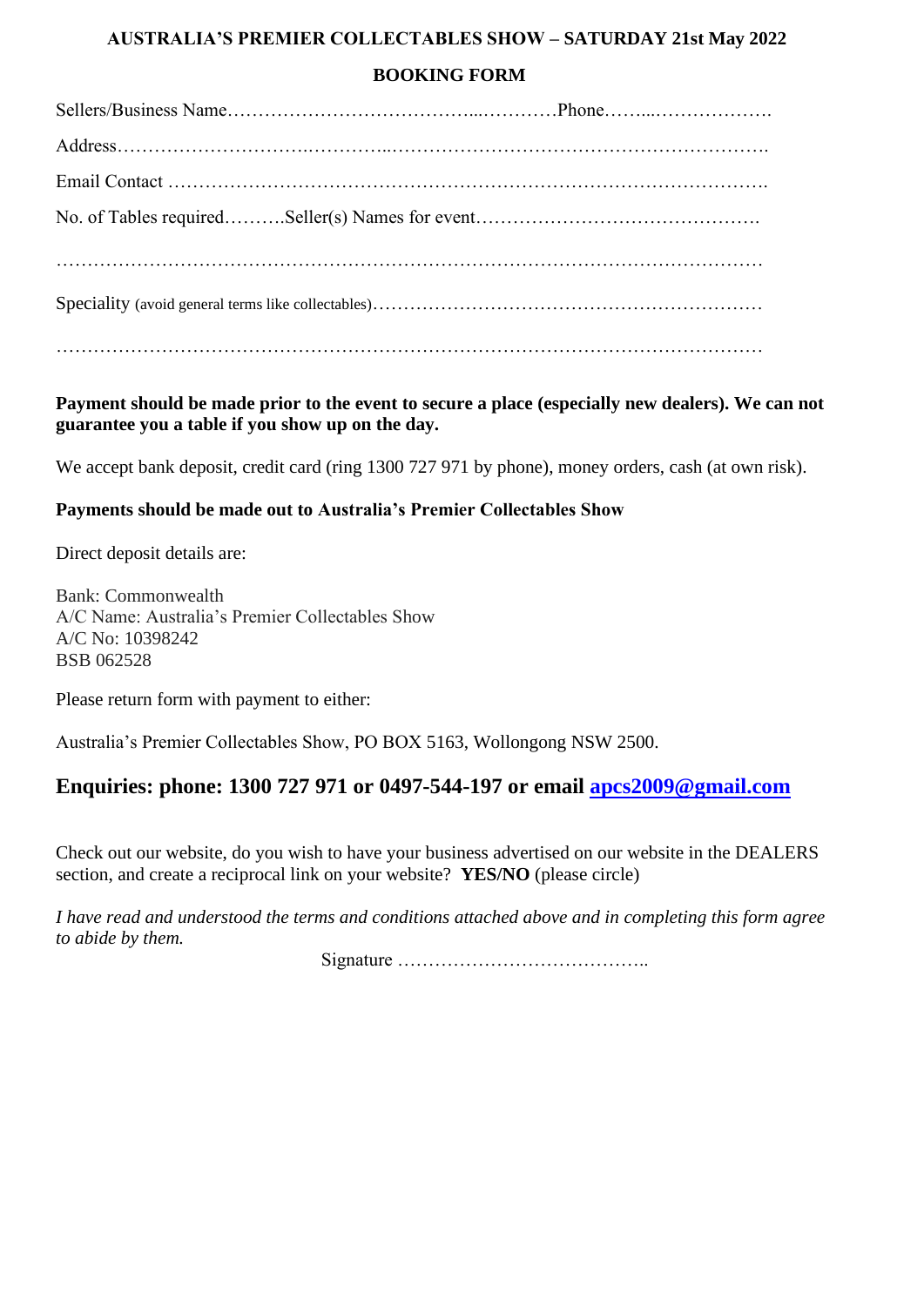**AUSTRALIA'S PREMIER COLLECTABLES SHOW – SATURDAY 21st May 2022**

**BOOKING FORM**

Sellers/Business Name…………………………………...…………Phone.……...……………….

Address………………………..…………..…………………………………………………….

Email Contact ………………………………………………………………………………….

No. of Tables required……….Seller(s) Names for event……………………………………….

…………………………………………………………………………………………………

Speciality (avoid general terms like collectables)……………………………………………………

…………………………………………………………………………………………………

**Payment should be made prior to the event to secure a place (especially new dealers). We can not guarantee you a table if you show up on the day.**

We accept bank deposit, credit card (ring 1300 727 971 by phone), money orders, cash (at own risk).

**Payments should be made out to Australia's Premier Collectables Show**

Direct deposit details are:

Bank: Commonwealth
A/C Name: Australia's Premier Collectables Show
A/C No: 10398242
BSB 062528

Please return form with payment to either:

Australia's Premier Collectables Show, PO BOX 5163, Wollongong NSW 2500.

## Enquiries: phone: 1300 727 971 or 0497-544-197 or email apcs2009@gmail.com

Check out our website, do you wish to have your business advertised on our website in the DEALERS section, and create a reciprocal link on your website? **YES/NO** (please circle)

*I have read and understood the terms and conditions attached above and in completing this form agree to abide by them.*

Signature …………………………………..